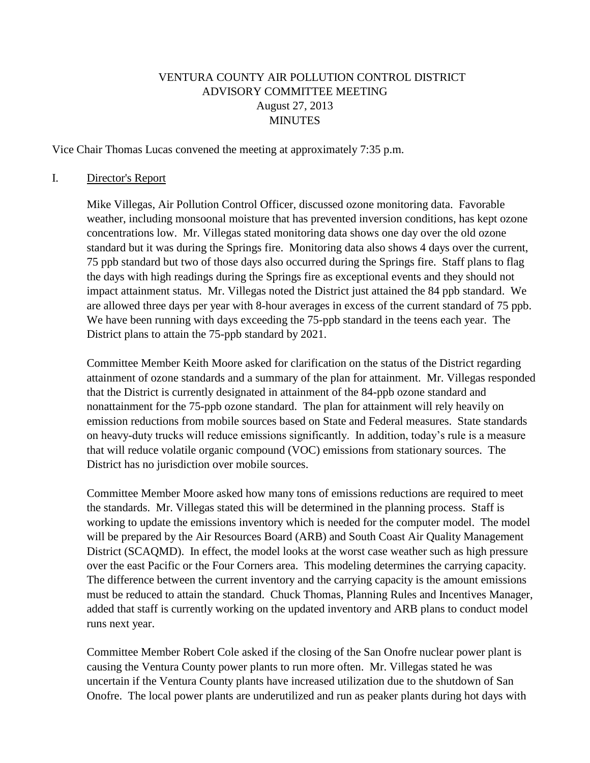# VENTURA COUNTY AIR POLLUTION CONTROL DISTRICT
## ADVISORY COMMITTEE MEETING
### August 27, 2013
### MINUTES

Vice Chair Thomas Lucas convened the meeting at approximately 7:35 p.m.

I. Director's Report

Mike Villegas, Air Pollution Control Officer, discussed ozone monitoring data. Favorable weather, including monsoonal moisture that has prevented inversion conditions, has kept ozone concentrations low. Mr. Villegas stated monitoring data shows one day over the old ozone standard but it was during the Springs fire. Monitoring data also shows 4 days over the current, 75 ppb standard but two of those days also occurred during the Springs fire. Staff plans to flag the days with high readings during the Springs fire as exceptional events and they should not impact attainment status. Mr. Villegas noted the District just attained the 84 ppb standard. We are allowed three days per year with 8-hour averages in excess of the current standard of 75 ppb. We have been running with days exceeding the 75-ppb standard in the teens each year. The District plans to attain the 75-ppb standard by 2021.

Committee Member Keith Moore asked for clarification on the status of the District regarding attainment of ozone standards and a summary of the plan for attainment. Mr. Villegas responded that the District is currently designated in attainment of the 84-ppb ozone standard and nonattainment for the 75-ppb ozone standard. The plan for attainment will rely heavily on emission reductions from mobile sources based on State and Federal measures. State standards on heavy-duty trucks will reduce emissions significantly. In addition, today's rule is a measure that will reduce volatile organic compound (VOC) emissions from stationary sources. The District has no jurisdiction over mobile sources.

Committee Member Moore asked how many tons of emissions reductions are required to meet the standards. Mr. Villegas stated this will be determined in the planning process. Staff is working to update the emissions inventory which is needed for the computer model. The model will be prepared by the Air Resources Board (ARB) and South Coast Air Quality Management District (SCAQMD). In effect, the model looks at the worst case weather such as high pressure over the east Pacific or the Four Corners area. This modeling determines the carrying capacity. The difference between the current inventory and the carrying capacity is the amount emissions must be reduced to attain the standard. Chuck Thomas, Planning Rules and Incentives Manager, added that staff is currently working on the updated inventory and ARB plans to conduct model runs next year.

Committee Member Robert Cole asked if the closing of the San Onofre nuclear power plant is causing the Ventura County power plants to run more often. Mr. Villegas stated he was uncertain if the Ventura County plants have increased utilization due to the shutdown of San Onofre. The local power plants are underutilized and run as peaker plants during hot days with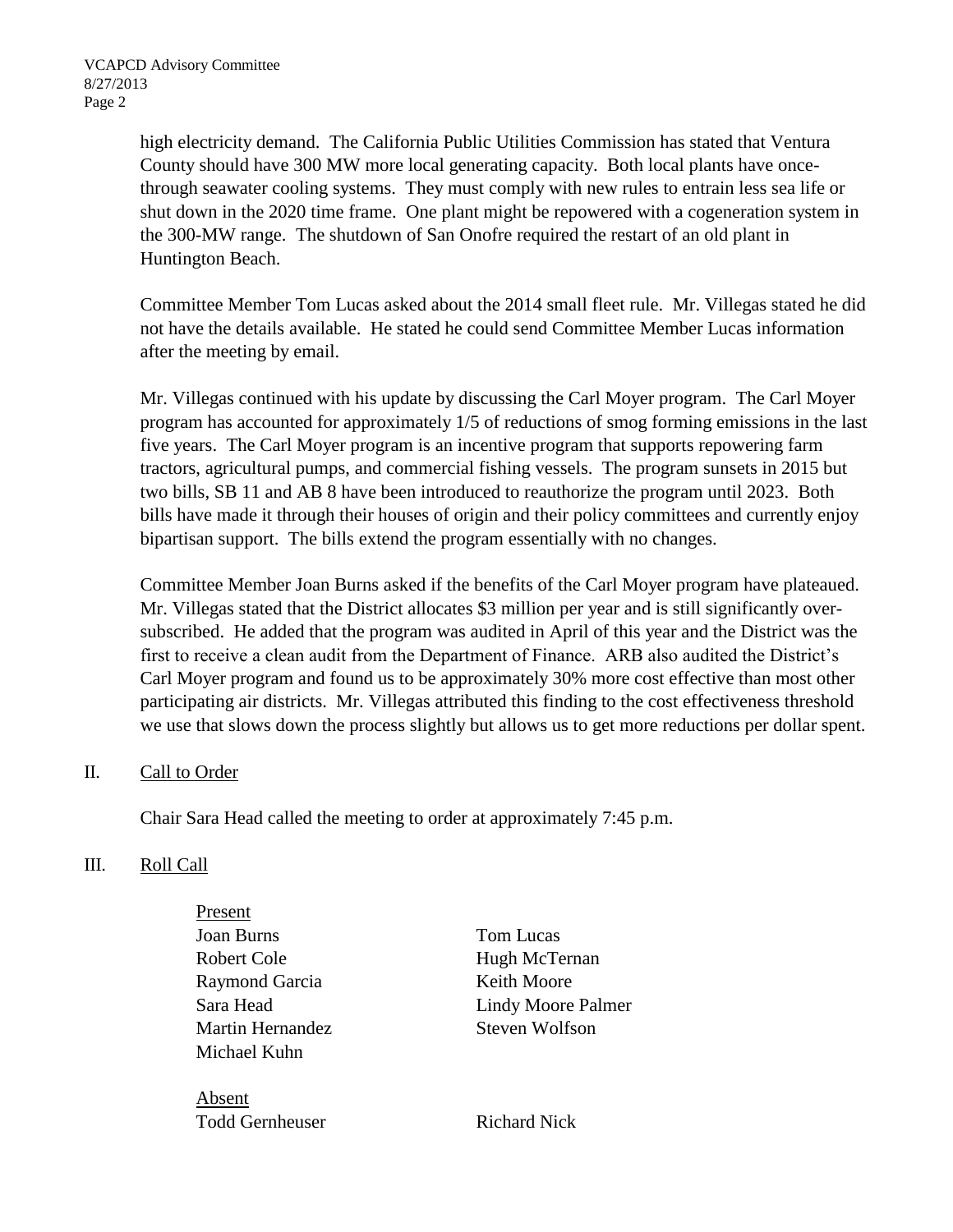high electricity demand. The California Public Utilities Commission has stated that Ventura County should have 300 MW more local generating capacity. Both local plants have once-through seawater cooling systems. They must comply with new rules to entrain less sea life or shut down in the 2020 time frame. One plant might be repowered with a cogeneration system in the 300-MW range. The shutdown of San Onofre required the restart of an old plant in Huntington Beach.

Committee Member Tom Lucas asked about the 2014 small fleet rule. Mr. Villegas stated he did not have the details available. He stated he could send Committee Member Lucas information after the meeting by email.

Mr. Villegas continued with his update by discussing the Carl Moyer program. The Carl Moyer program has accounted for approximately 1/5 of reductions of smog forming emissions in the last five years. The Carl Moyer program is an incentive program that supports repowering farm tractors, agricultural pumps, and commercial fishing vessels. The program sunsets in 2015 but two bills, SB 11 and AB 8 have been introduced to reauthorize the program until 2023. Both bills have made it through their houses of origin and their policy committees and currently enjoy bipartisan support. The bills extend the program essentially with no changes.

Committee Member Joan Burns asked if the benefits of the Carl Moyer program have plateaued. Mr. Villegas stated that the District allocates $3 million per year and is still significantly over-subscribed. He added that the program was audited in April of this year and the District was the first to receive a clean audit from the Department of Finance. ARB also audited the District's Carl Moyer program and found us to be approximately 30% more cost effective than most other participating air districts. Mr. Villegas attributed this finding to the cost effectiveness threshold we use that slows down the process slightly but allows us to get more reductions per dollar spent.

## II. Call to Order

Chair Sara Head called the meeting to order at approximately 7:45 p.m.

## III. Roll Call

Present

Joan Burns
Robert Cole
Raymond Garcia
Sara Head
Martin Hernandez
Michael Kuhn
Tom Lucas
Hugh McTernan
Keith Moore
Lindy Moore Palmer
Steven Wolfson

Absent

Todd Gernheuser
Richard Nick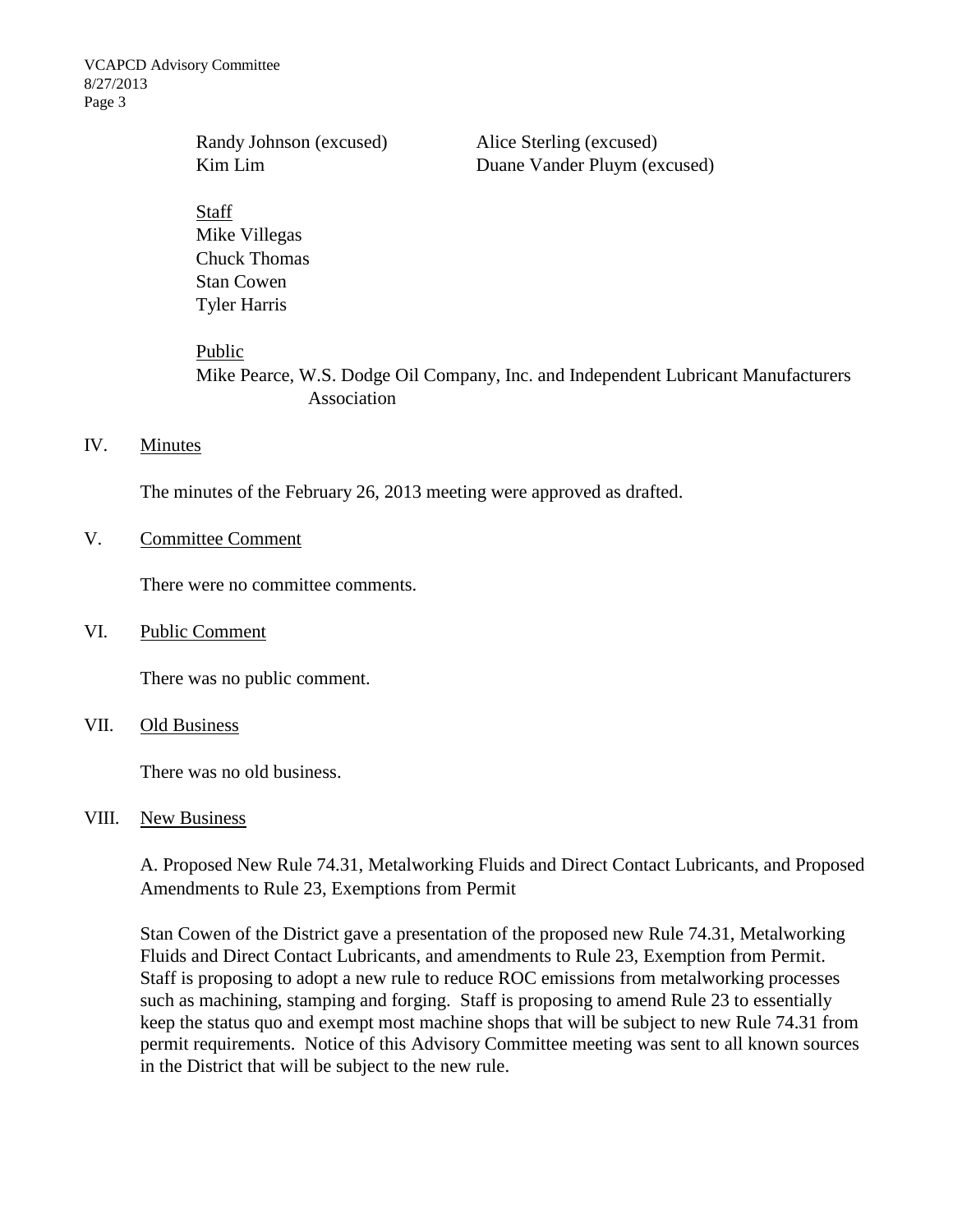Randy Johnson (excused)
Kim Lim
Alice Sterling (excused)
Duane Vander Pluym (excused)

Staff
Mike Villegas
Chuck Thomas
Stan Cowen
Tyler Harris

Public
Mike Pearce, W.S. Dodge Oil Company, Inc. and Independent Lubricant Manufacturers Association

IV. Minutes

The minutes of the February 26, 2013 meeting were approved as drafted.

V. Committee Comment

There were no committee comments.

VI. Public Comment

There was no public comment.

VII. Old Business

There was no old business.

VIII. New Business

A. Proposed New Rule 74.31, Metalworking Fluids and Direct Contact Lubricants, and Proposed Amendments to Rule 23, Exemptions from Permit

Stan Cowen of the District gave a presentation of the proposed new Rule 74.31, Metalworking Fluids and Direct Contact Lubricants, and amendments to Rule 23, Exemption from Permit. Staff is proposing to adopt a new rule to reduce ROC emissions from metalworking processes such as machining, stamping and forging. Staff is proposing to amend Rule 23 to essentially keep the status quo and exempt most machine shops that will be subject to new Rule 74.31 from permit requirements. Notice of this Advisory Committee meeting was sent to all known sources in the District that will be subject to the new rule.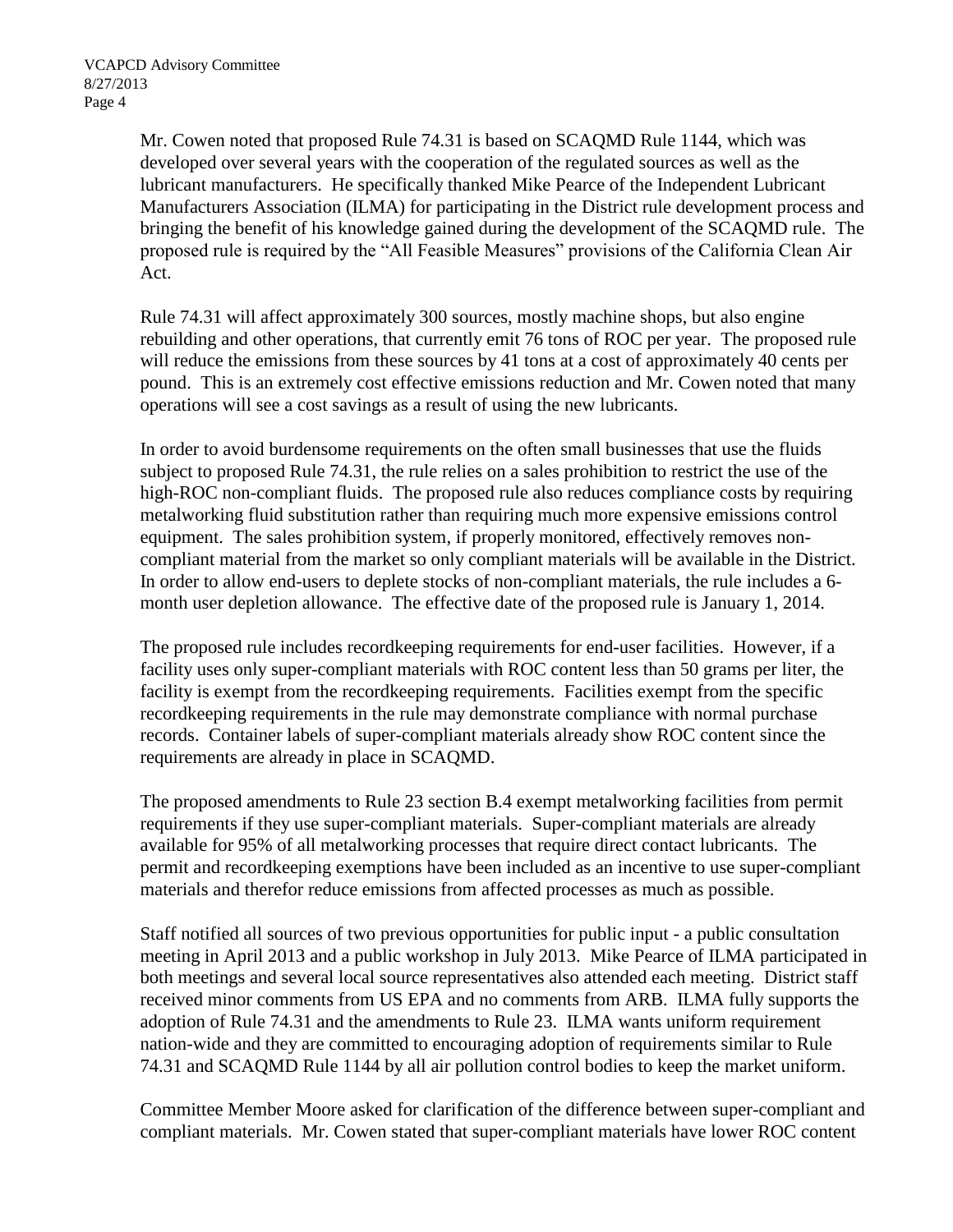Mr. Cowen noted that proposed Rule 74.31 is based on SCAQMD Rule 1144, which was developed over several years with the cooperation of the regulated sources as well as the lubricant manufacturers. He specifically thanked Mike Pearce of the Independent Lubricant Manufacturers Association (ILMA) for participating in the District rule development process and bringing the benefit of his knowledge gained during the development of the SCAQMD rule. The proposed rule is required by the "All Feasible Measures" provisions of the California Clean Air Act.

Rule 74.31 will affect approximately 300 sources, mostly machine shops, but also engine rebuilding and other operations, that currently emit 76 tons of ROC per year. The proposed rule will reduce the emissions from these sources by 41 tons at a cost of approximately 40 cents per pound. This is an extremely cost effective emissions reduction and Mr. Cowen noted that many operations will see a cost savings as a result of using the new lubricants.

In order to avoid burdensome requirements on the often small businesses that use the fluids subject to proposed Rule 74.31, the rule relies on a sales prohibition to restrict the use of the high-ROC non-compliant fluids. The proposed rule also reduces compliance costs by requiring metalworking fluid substitution rather than requiring much more expensive emissions control equipment. The sales prohibition system, if properly monitored, effectively removes non-compliant material from the market so only compliant materials will be available in the District. In order to allow end-users to deplete stocks of non-compliant materials, the rule includes a 6-month user depletion allowance. The effective date of the proposed rule is January 1, 2014.

The proposed rule includes recordkeeping requirements for end-user facilities. However, if a facility uses only super-compliant materials with ROC content less than 50 grams per liter, the facility is exempt from the recordkeeping requirements. Facilities exempt from the specific recordkeeping requirements in the rule may demonstrate compliance with normal purchase records. Container labels of super-compliant materials already show ROC content since the requirements are already in place in SCAQMD.

The proposed amendments to Rule 23 section B.4 exempt metalworking facilities from permit requirements if they use super-compliant materials. Super-compliant materials are already available for 95% of all metalworking processes that require direct contact lubricants. The permit and recordkeeping exemptions have been included as an incentive to use super-compliant materials and therefor reduce emissions from affected processes as much as possible.

Staff notified all sources of two previous opportunities for public input - a public consultation meeting in April 2013 and a public workshop in July 2013. Mike Pearce of ILMA participated in both meetings and several local source representatives also attended each meeting. District staff received minor comments from US EPA and no comments from ARB. ILMA fully supports the adoption of Rule 74.31 and the amendments to Rule 23. ILMA wants uniform requirement nation-wide and they are committed to encouraging adoption of requirements similar to Rule 74.31 and SCAQMD Rule 1144 by all air pollution control bodies to keep the market uniform.

Committee Member Moore asked for clarification of the difference between super-compliant and compliant materials. Mr. Cowen stated that super-compliant materials have lower ROC content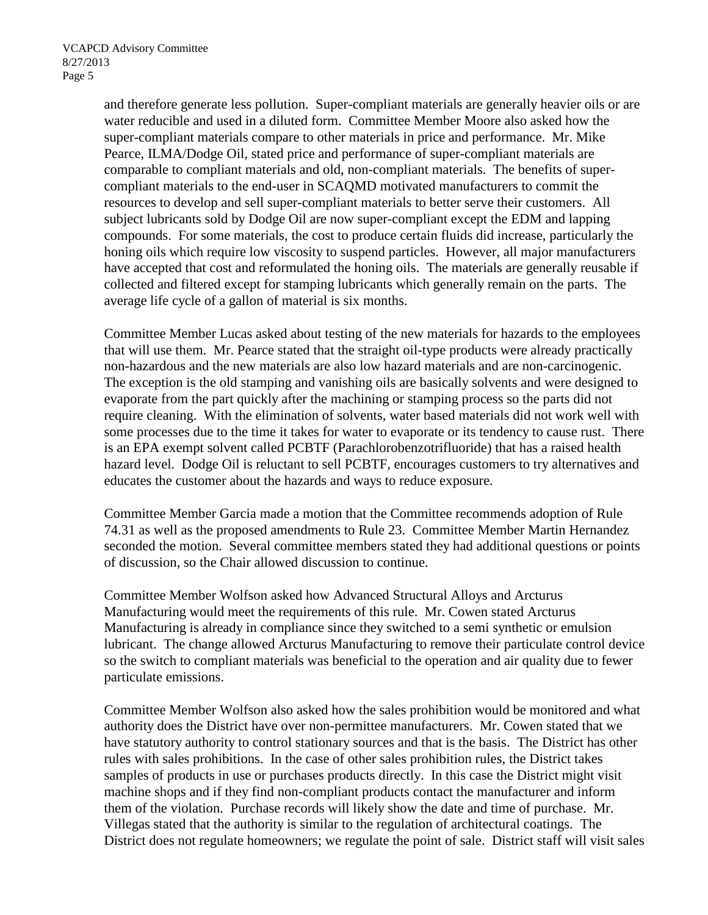and therefore generate less pollution. Super-compliant materials are generally heavier oils or are water reducible and used in a diluted form. Committee Member Moore also asked how the super-compliant materials compare to other materials in price and performance. Mr. Mike Pearce, ILMA/Dodge Oil, stated price and performance of super-compliant materials are comparable to compliant materials and old, non-compliant materials. The benefits of super-compliant materials to the end-user in SCAQMD motivated manufacturers to commit the resources to develop and sell super-compliant materials to better serve their customers. All subject lubricants sold by Dodge Oil are now super-compliant except the EDM and lapping compounds. For some materials, the cost to produce certain fluids did increase, particularly the honing oils which require low viscosity to suspend particles. However, all major manufacturers have accepted that cost and reformulated the honing oils. The materials are generally reusable if collected and filtered except for stamping lubricants which generally remain on the parts. The average life cycle of a gallon of material is six months.

Committee Member Lucas asked about testing of the new materials for hazards to the employees that will use them. Mr. Pearce stated that the straight oil-type products were already practically non-hazardous and the new materials are also low hazard materials and are non-carcinogenic. The exception is the old stamping and vanishing oils are basically solvents and were designed to evaporate from the part quickly after the machining or stamping process so the parts did not require cleaning. With the elimination of solvents, water based materials did not work well with some processes due to the time it takes for water to evaporate or its tendency to cause rust. There is an EPA exempt solvent called PCBTF (Parachlorobenzotrifluoride) that has a raised health hazard level. Dodge Oil is reluctant to sell PCBTF, encourages customers to try alternatives and educates the customer about the hazards and ways to reduce exposure.

Committee Member Garcia made a motion that the Committee recommends adoption of Rule 74.31 as well as the proposed amendments to Rule 23. Committee Member Martin Hernandez seconded the motion. Several committee members stated they had additional questions or points of discussion, so the Chair allowed discussion to continue.

Committee Member Wolfson asked how Advanced Structural Alloys and Arcturus Manufacturing would meet the requirements of this rule. Mr. Cowen stated Arcturus Manufacturing is already in compliance since they switched to a semi synthetic or emulsion lubricant. The change allowed Arcturus Manufacturing to remove their particulate control device so the switch to compliant materials was beneficial to the operation and air quality due to fewer particulate emissions.

Committee Member Wolfson also asked how the sales prohibition would be monitored and what authority does the District have over non-permittee manufacturers. Mr. Cowen stated that we have statutory authority to control stationary sources and that is the basis. The District has other rules with sales prohibitions. In the case of other sales prohibition rules, the District takes samples of products in use or purchases products directly. In this case the District might visit machine shops and if they find non-compliant products contact the manufacturer and inform them of the violation. Purchase records will likely show the date and time of purchase. Mr. Villegas stated that the authority is similar to the regulation of architectural coatings. The District does not regulate homeowners; we regulate the point of sale. District staff will visit sales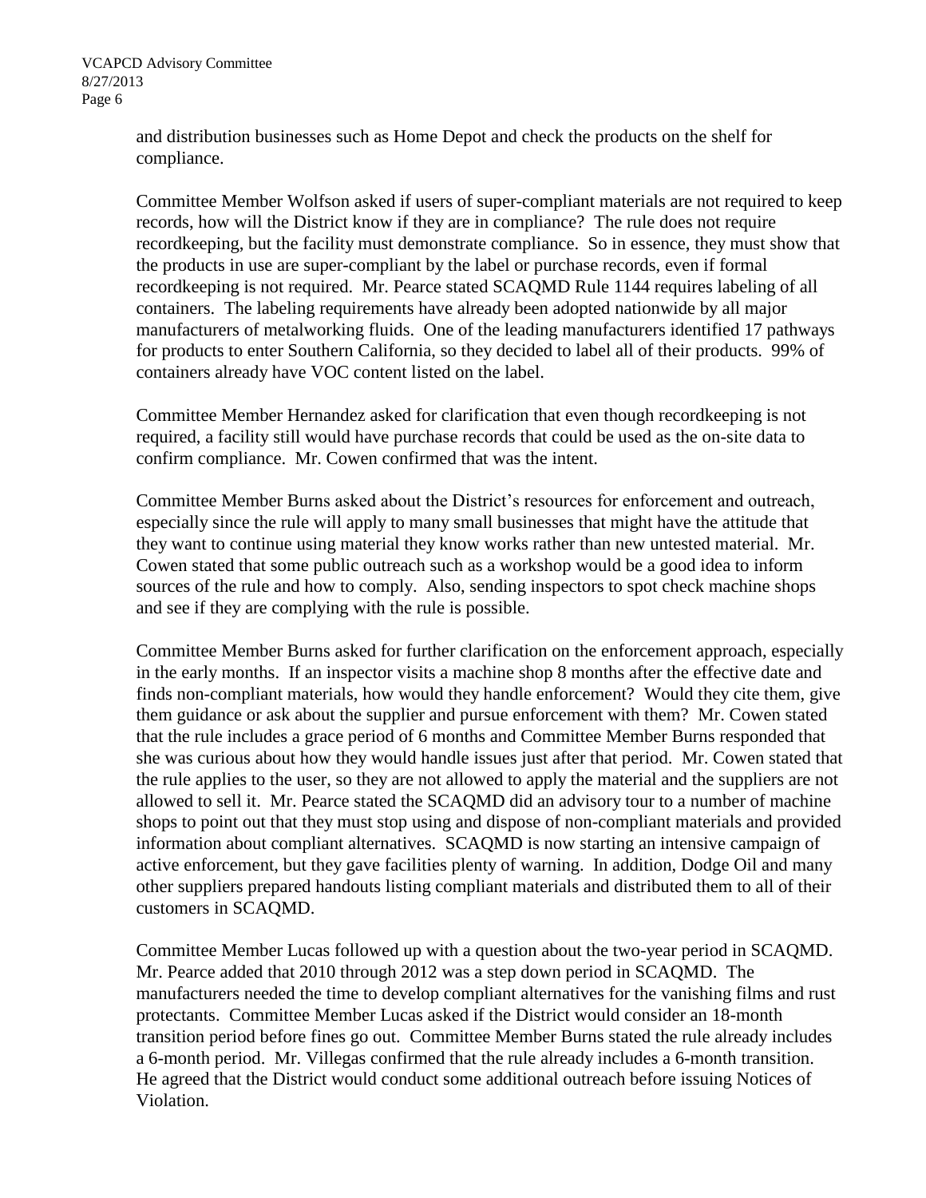and distribution businesses such as Home Depot and check the products on the shelf for compliance.

Committee Member Wolfson asked if users of super-compliant materials are not required to keep records, how will the District know if they are in compliance? The rule does not require recordkeeping, but the facility must demonstrate compliance. So in essence, they must show that the products in use are super-compliant by the label or purchase records, even if formal recordkeeping is not required. Mr. Pearce stated SCAQMD Rule 1144 requires labeling of all containers. The labeling requirements have already been adopted nationwide by all major manufacturers of metalworking fluids. One of the leading manufacturers identified 17 pathways for products to enter Southern California, so they decided to label all of their products. 99% of containers already have VOC content listed on the label.

Committee Member Hernandez asked for clarification that even though recordkeeping is not required, a facility still would have purchase records that could be used as the on-site data to confirm compliance. Mr. Cowen confirmed that was the intent.

Committee Member Burns asked about the District's resources for enforcement and outreach, especially since the rule will apply to many small businesses that might have the attitude that they want to continue using material they know works rather than new untested material. Mr. Cowen stated that some public outreach such as a workshop would be a good idea to inform sources of the rule and how to comply. Also, sending inspectors to spot check machine shops and see if they are complying with the rule is possible.

Committee Member Burns asked for further clarification on the enforcement approach, especially in the early months. If an inspector visits a machine shop 8 months after the effective date and finds non-compliant materials, how would they handle enforcement? Would they cite them, give them guidance or ask about the supplier and pursue enforcement with them? Mr. Cowen stated that the rule includes a grace period of 6 months and Committee Member Burns responded that she was curious about how they would handle issues just after that period. Mr. Cowen stated that the rule applies to the user, so they are not allowed to apply the material and the suppliers are not allowed to sell it. Mr. Pearce stated the SCAQMD did an advisory tour to a number of machine shops to point out that they must stop using and dispose of non-compliant materials and provided information about compliant alternatives. SCAQMD is now starting an intensive campaign of active enforcement, but they gave facilities plenty of warning. In addition, Dodge Oil and many other suppliers prepared handouts listing compliant materials and distributed them to all of their customers in SCAQMD.

Committee Member Lucas followed up with a question about the two-year period in SCAQMD. Mr. Pearce added that 2010 through 2012 was a step down period in SCAQMD. The manufacturers needed the time to develop compliant alternatives for the vanishing films and rust protectants. Committee Member Lucas asked if the District would consider an 18-month transition period before fines go out. Committee Member Burns stated the rule already includes a 6-month period. Mr. Villegas confirmed that the rule already includes a 6-month transition. He agreed that the District would conduct some additional outreach before issuing Notices of Violation.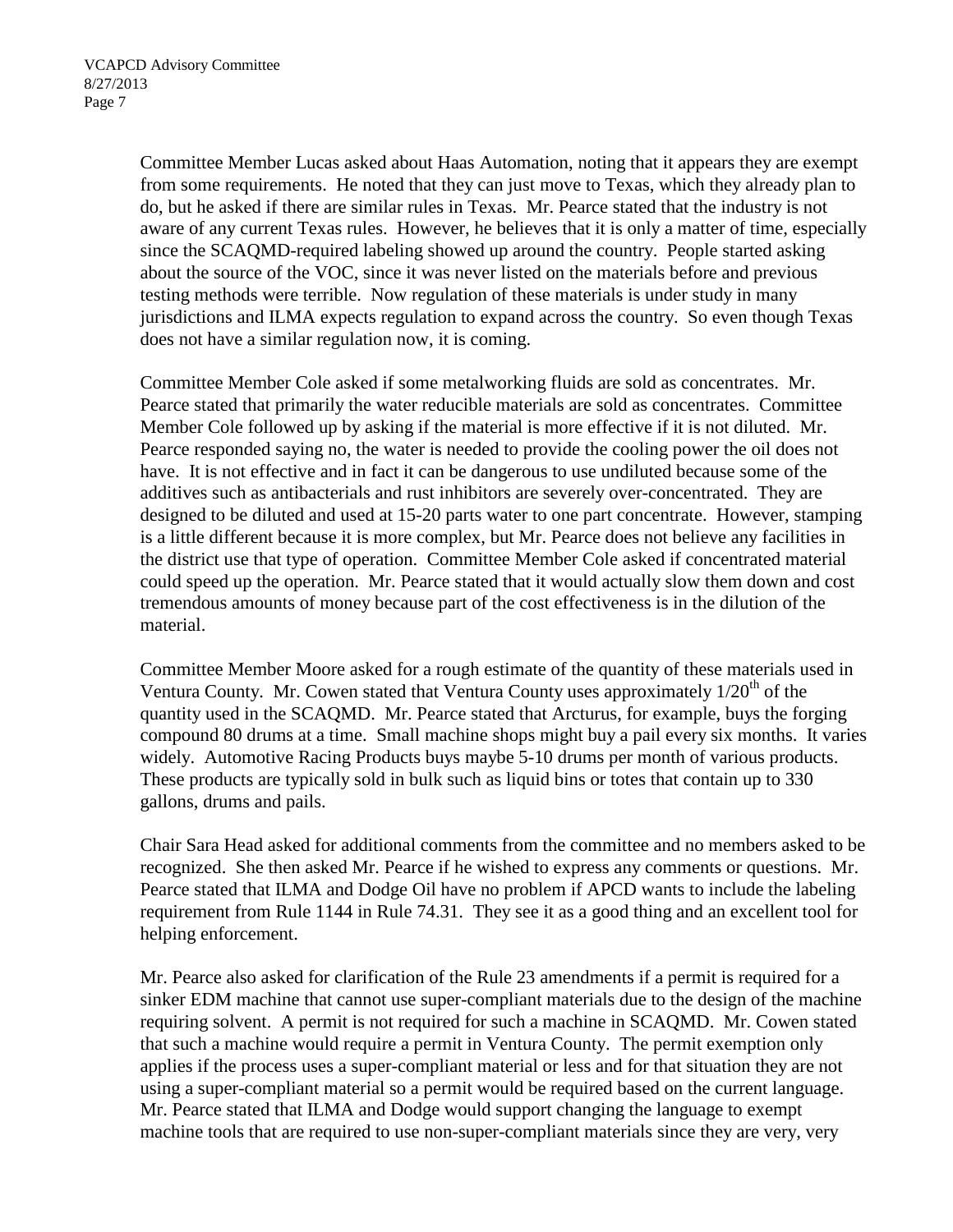Committee Member Lucas asked about Haas Automation, noting that it appears they are exempt from some requirements. He noted that they can just move to Texas, which they already plan to do, but he asked if there are similar rules in Texas. Mr. Pearce stated that the industry is not aware of any current Texas rules. However, he believes that it is only a matter of time, especially since the SCAQMD-required labeling showed up around the country. People started asking about the source of the VOC, since it was never listed on the materials before and previous testing methods were terrible. Now regulation of these materials is under study in many jurisdictions and ILMA expects regulation to expand across the country. So even though Texas does not have a similar regulation now, it is coming.

Committee Member Cole asked if some metalworking fluids are sold as concentrates. Mr. Pearce stated that primarily the water reducible materials are sold as concentrates. Committee Member Cole followed up by asking if the material is more effective if it is not diluted. Mr. Pearce responded saying no, the water is needed to provide the cooling power the oil does not have. It is not effective and in fact it can be dangerous to use undiluted because some of the additives such as antibacterials and rust inhibitors are severely over-concentrated. They are designed to be diluted and used at 15-20 parts water to one part concentrate. However, stamping is a little different because it is more complex, but Mr. Pearce does not believe any facilities in the district use that type of operation. Committee Member Cole asked if concentrated material could speed up the operation. Mr. Pearce stated that it would actually slow them down and cost tremendous amounts of money because part of the cost effectiveness is in the dilution of the material.

Committee Member Moore asked for a rough estimate of the quantity of these materials used in Ventura County. Mr. Cowen stated that Ventura County uses approximately 1/20th of the quantity used in the SCAQMD. Mr. Pearce stated that Arcturus, for example, buys the forging compound 80 drums at a time. Small machine shops might buy a pail every six months. It varies widely. Automotive Racing Products buys maybe 5-10 drums per month of various products. These products are typically sold in bulk such as liquid bins or totes that contain up to 330 gallons, drums and pails.

Chair Sara Head asked for additional comments from the committee and no members asked to be recognized. She then asked Mr. Pearce if he wished to express any comments or questions. Mr. Pearce stated that ILMA and Dodge Oil have no problem if APCD wants to include the labeling requirement from Rule 1144 in Rule 74.31. They see it as a good thing and an excellent tool for helping enforcement.

Mr. Pearce also asked for clarification of the Rule 23 amendments if a permit is required for a sinker EDM machine that cannot use super-compliant materials due to the design of the machine requiring solvent. A permit is not required for such a machine in SCAQMD. Mr. Cowen stated that such a machine would require a permit in Ventura County. The permit exemption only applies if the process uses a super-compliant material or less and for that situation they are not using a super-compliant material so a permit would be required based on the current language. Mr. Pearce stated that ILMA and Dodge would support changing the language to exempt machine tools that are required to use non-super-compliant materials since they are very, very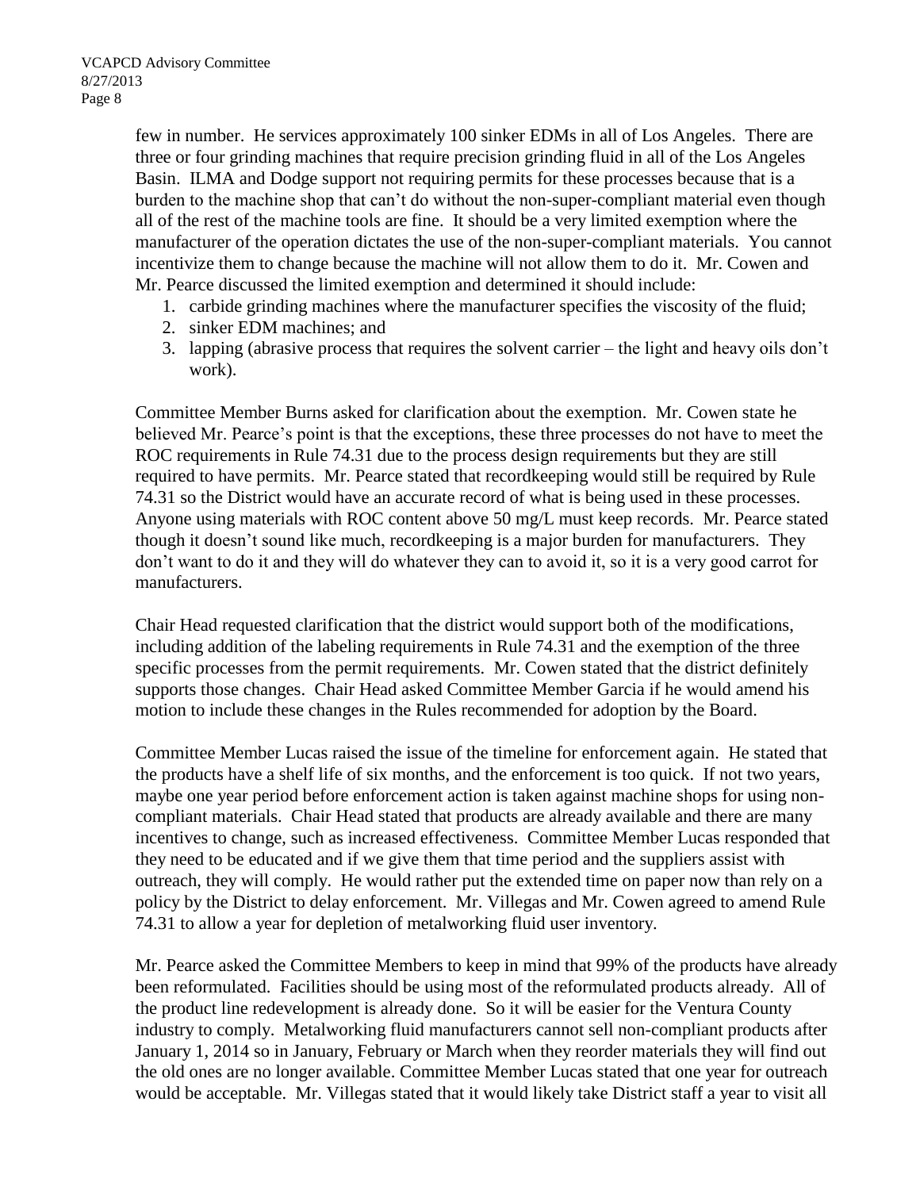few in number. He services approximately 100 sinker EDMs in all of Los Angeles. There are three or four grinding machines that require precision grinding fluid in all of the Los Angeles Basin. ILMA and Dodge support not requiring permits for these processes because that is a burden to the machine shop that can't do without the non-super-compliant material even though all of the rest of the machine tools are fine. It should be a very limited exemption where the manufacturer of the operation dictates the use of the non-super-compliant materials. You cannot incentivize them to change because the machine will not allow them to do it. Mr. Cowen and Mr. Pearce discussed the limited exemption and determined it should include:

1. carbide grinding machines where the manufacturer specifies the viscosity of the fluid;
2. sinker EDM machines; and
3. lapping (abrasive process that requires the solvent carrier – the light and heavy oils don't work).

Committee Member Burns asked for clarification about the exemption. Mr. Cowen state he believed Mr. Pearce's point is that the exceptions, these three processes do not have to meet the ROC requirements in Rule 74.31 due to the process design requirements but they are still required to have permits. Mr. Pearce stated that recordkeeping would still be required by Rule 74.31 so the District would have an accurate record of what is being used in these processes. Anyone using materials with ROC content above 50 mg/L must keep records. Mr. Pearce stated though it doesn't sound like much, recordkeeping is a major burden for manufacturers. They don't want to do it and they will do whatever they can to avoid it, so it is a very good carrot for manufacturers.

Chair Head requested clarification that the district would support both of the modifications, including addition of the labeling requirements in Rule 74.31 and the exemption of the three specific processes from the permit requirements. Mr. Cowen stated that the district definitely supports those changes. Chair Head asked Committee Member Garcia if he would amend his motion to include these changes in the Rules recommended for adoption by the Board.

Committee Member Lucas raised the issue of the timeline for enforcement again. He stated that the products have a shelf life of six months, and the enforcement is too quick. If not two years, maybe one year period before enforcement action is taken against machine shops for using non-compliant materials. Chair Head stated that products are already available and there are many incentives to change, such as increased effectiveness. Committee Member Lucas responded that they need to be educated and if we give them that time period and the suppliers assist with outreach, they will comply. He would rather put the extended time on paper now than rely on a policy by the District to delay enforcement. Mr. Villegas and Mr. Cowen agreed to amend Rule 74.31 to allow a year for depletion of metalworking fluid user inventory.

Mr. Pearce asked the Committee Members to keep in mind that 99% of the products have already been reformulated. Facilities should be using most of the reformulated products already. All of the product line redevelopment is already done. So it will be easier for the Ventura County industry to comply. Metalworking fluid manufacturers cannot sell non-compliant products after January 1, 2014 so in January, February or March when they reorder materials they will find out the old ones are no longer available. Committee Member Lucas stated that one year for outreach would be acceptable. Mr. Villegas stated that it would likely take District staff a year to visit all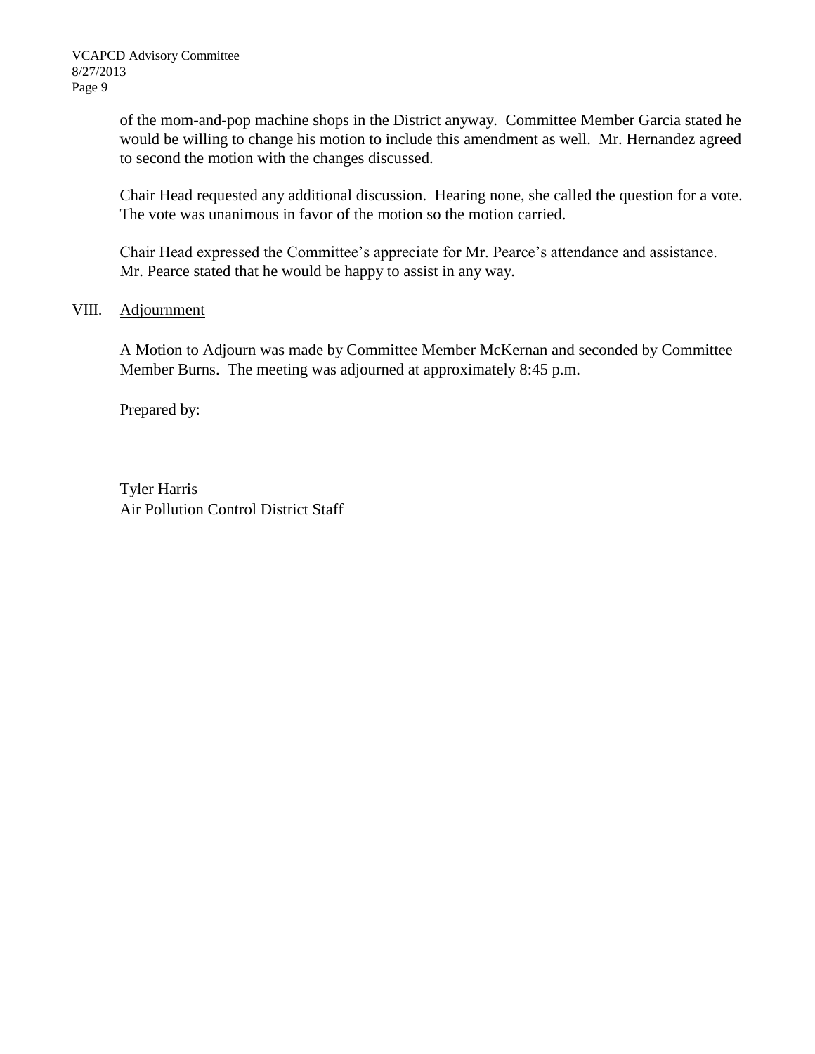of the mom-and-pop machine shops in the District anyway. Committee Member Garcia stated he would be willing to change his motion to include this amendment as well. Mr. Hernandez agreed to second the motion with the changes discussed.

Chair Head requested any additional discussion. Hearing none, she called the question for a vote. The vote was unanimous in favor of the motion so the motion carried.

Chair Head expressed the Committee's appreciate for Mr. Pearce's attendance and assistance. Mr. Pearce stated that he would be happy to assist in any way.

## VIII. Adjournment

A Motion to Adjourn was made by Committee Member McKernan and seconded by Committee Member Burns. The meeting was adjourned at approximately 8:45 p.m.

Prepared by:

Tyler Harris
Air Pollution Control District Staff